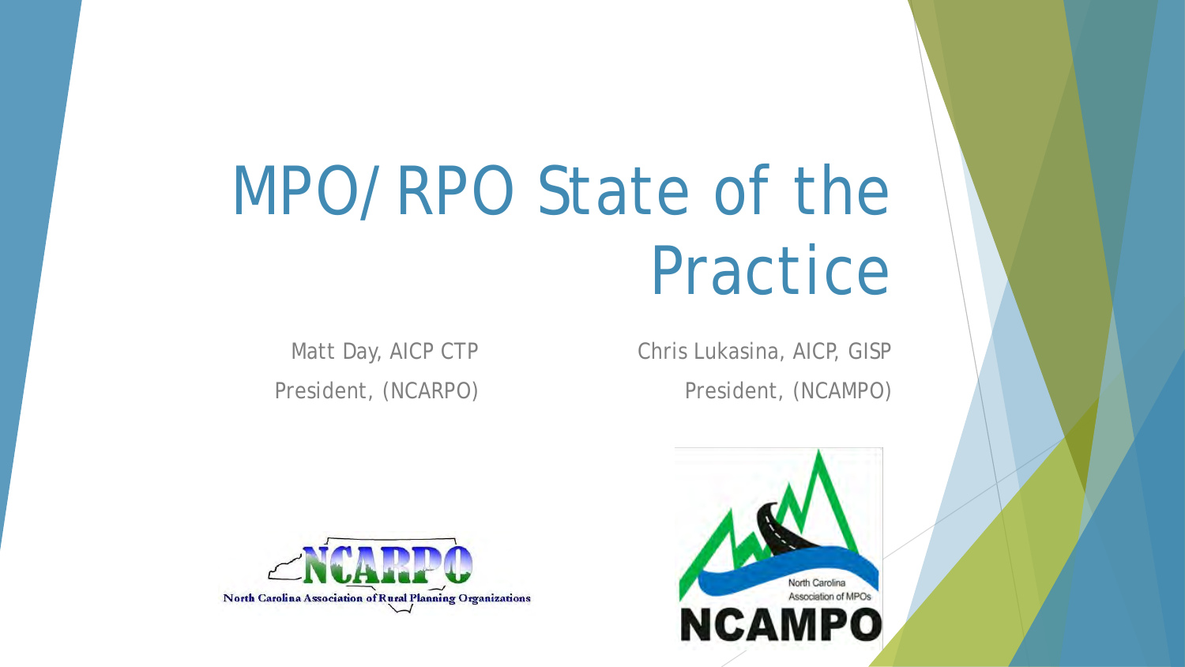# MPO/RPO State of the Practice

Matt Day, AICP CTP
President, (NCARPO)

Chris Lukasina, AICP, GISP
President, (NCAMPO)

NCARPO
North Carolina Association of Rural Planning Organizations

North Carolina Association of MPOs
NCAMPO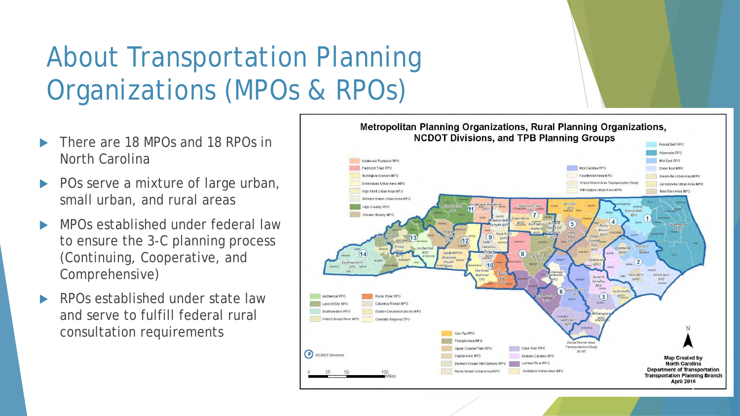# About Transportation Planning Organizations (MPOs & RPOs)

- There are 18 MPOs and 18 RPOs in North Carolina
- POs serve a mixture of large urban, small urban, and rural areas
- MPOs established under federal law to ensure the 3-C planning process (Continuing, Cooperative, and Comprehensive)
- RPOs established under state law and serve to fulfill federal rural consultation requirements

**Metropolitan Planning Organizations, Rural Planning Organizations, NCDOT Divisions, and TPB Planning Groups**

Map Created by North Carolina Department of Transportation Transportation Planning Branch April 2016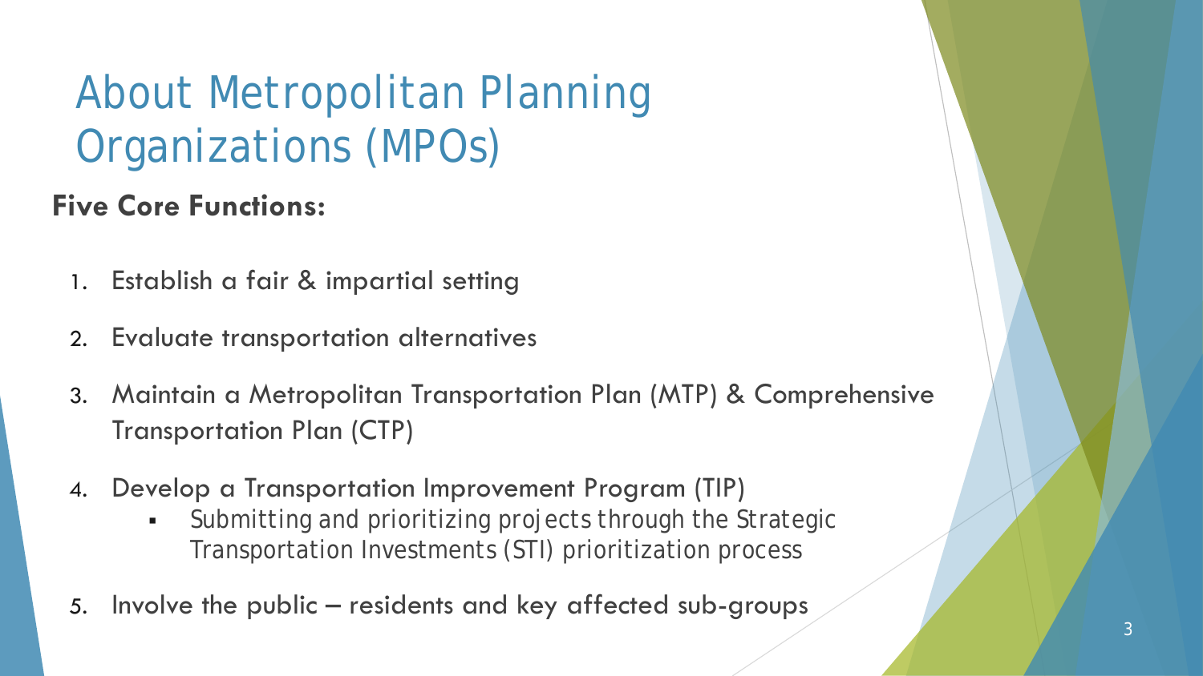# About Metropolitan Planning Organizations (MPOs)

**Five Core Functions:**

1. Establish a fair & impartial setting
2. Evaluate transportation alternatives
3. Maintain a Metropolitan Transportation Plan (MTP) & Comprehensive Transportation Plan (CTP)
4. Develop a Transportation Improvement Program (TIP)
   - Submitting and prioritizing projects through the Strategic Transportation Investments (STI) prioritization process
5. Involve the public – residents and key affected sub-groups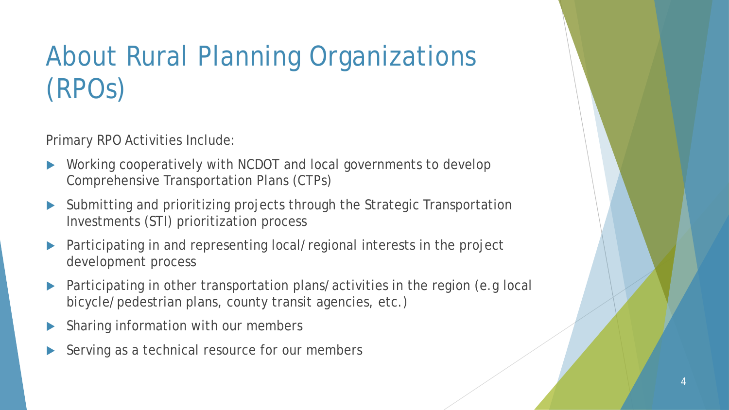# About Rural Planning Organizations (RPOs)

Primary RPO Activities Include:

- Working cooperatively with NCDOT and local governments to develop Comprehensive Transportation Plans (CTPs)
- Submitting and prioritizing projects through the Strategic Transportation Investments (STI) prioritization process
- Participating in and representing local/regional interests in the project development process
- Participating in other transportation plans/activities in the region (e.g local bicycle/pedestrian plans, county transit agencies, etc.)
- Sharing information with our members
- Serving as a technical resource for our members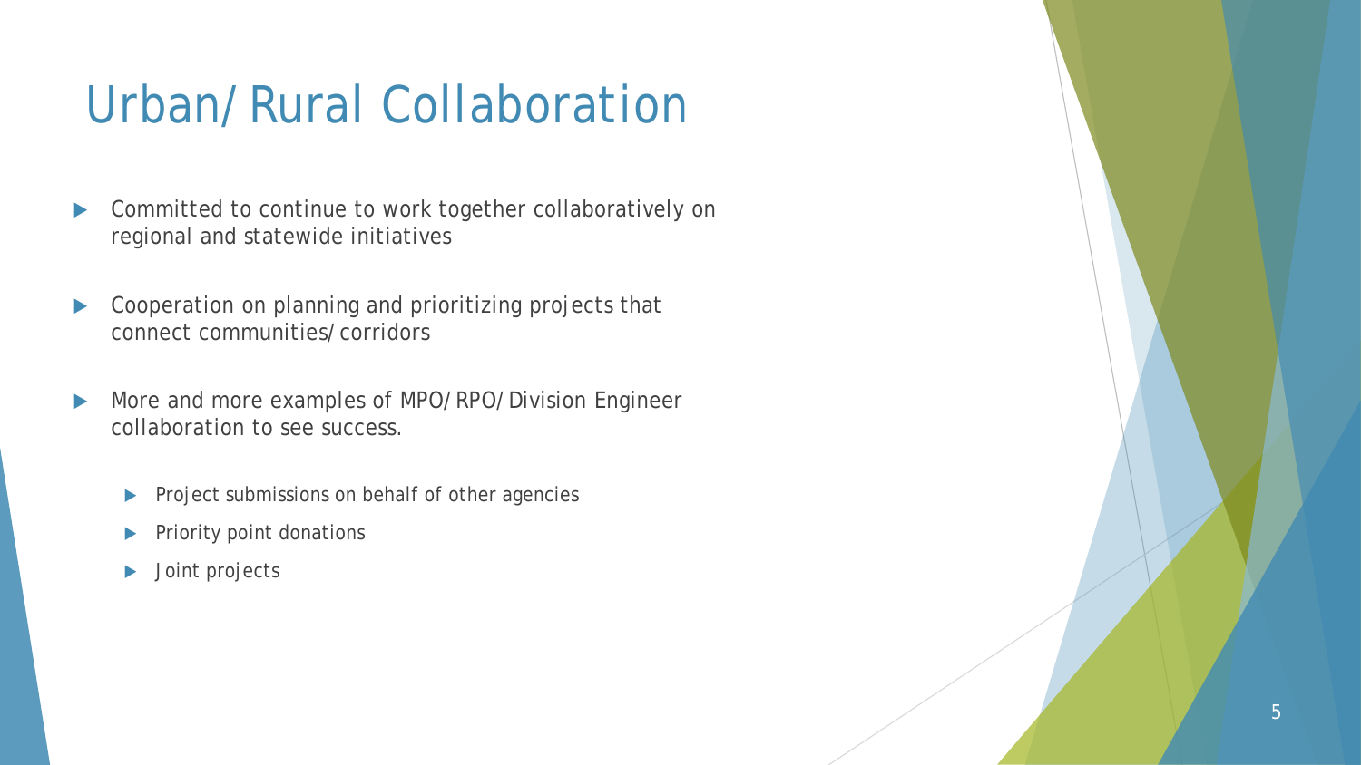# Urban/Rural Collaboration

- Committed to continue to work together collaboratively on regional and statewide initiatives
- Cooperation on planning and prioritizing projects that connect communities/corridors
- More and more examples of MPO/RPO/Division Engineer collaboration to see success.
  - Project submissions on behalf of other agencies
  - Priority point donations
  - Joint projects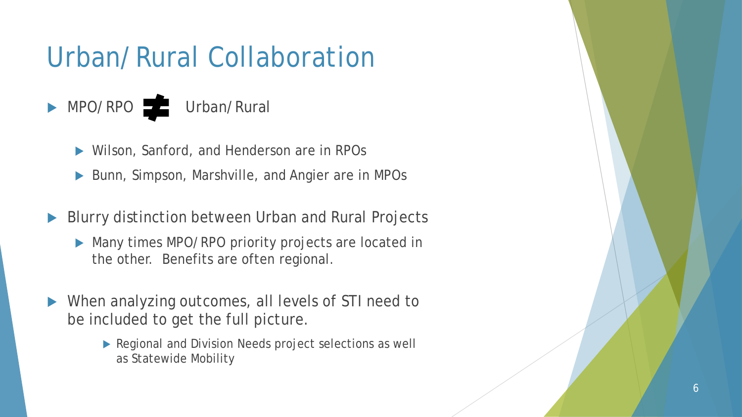# Urban/Rural Collaboration

- MPO/RPO ≠ Urban/Rural
  - Wilson, Sanford, and Henderson are in RPOs
  - Bunn, Simpson, Marshville, and Angier are in MPOs
- Blurry distinction between Urban and Rural Projects
  - Many times MPO/RPO priority projects are located in the other. Benefits are often regional.
- When analyzing outcomes, all levels of STI need to be included to get the full picture.
  - Regional and Division Needs project selections as well as Statewide Mobility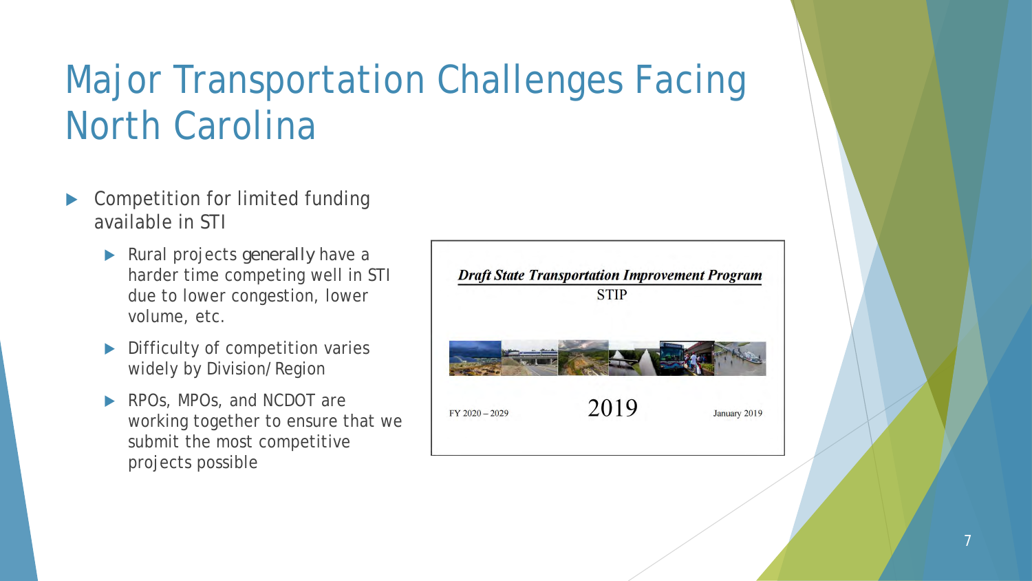# Major Transportation Challenges Facing North Carolina

- Competition for limited funding available in STI
  - Rural projects generally have a harder time competing well in STI due to lower congestion, lower volume, etc.
  - Difficulty of competition varies widely by Division/Region
  - RPOs, MPOs, and NCDOT are working together to ensure that we submit the most competitive projects possible

***Draft State Transportation Improvement Program***

STIP

FY 2020 – 2029

2019

January 2019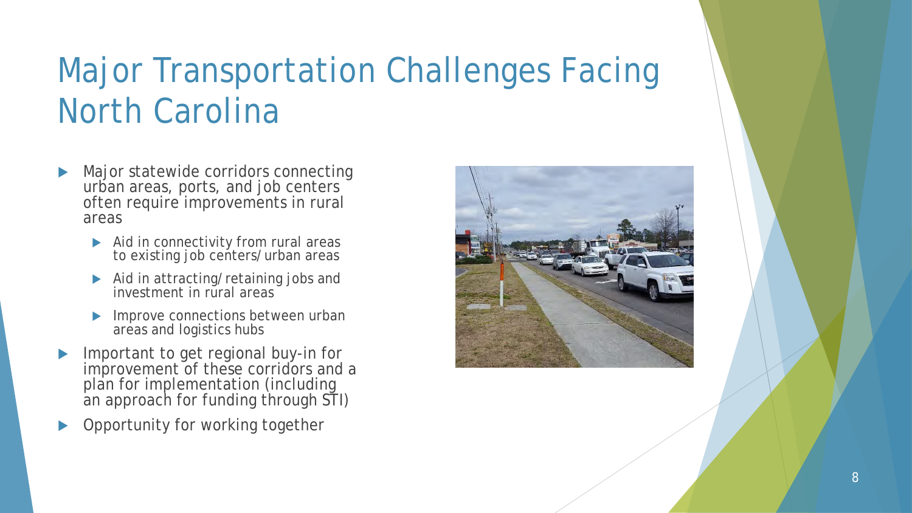# Major Transportation Challenges Facing North Carolina

- Major statewide corridors connecting urban areas, ports, and job centers often require improvements in rural areas
  - Aid in connectivity from rural areas to existing job centers/urban areas
  - Aid in attracting/retaining jobs and investment in rural areas
  - Improve connections between urban areas and logistics hubs
- Important to get regional buy-in for improvement of these corridors and a plan for implementation (including an approach for funding through STI)
- Opportunity for working together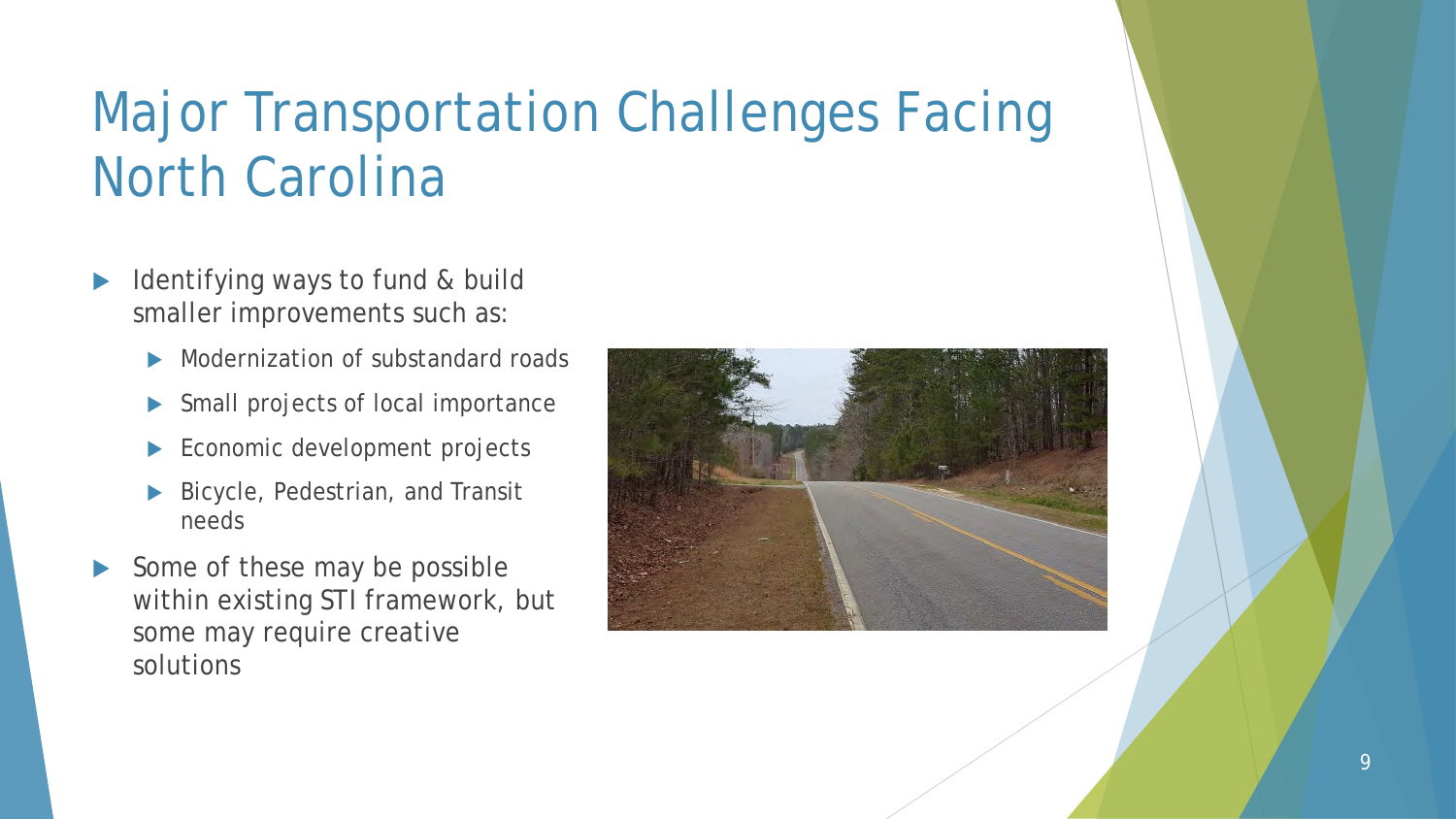# Major Transportation Challenges Facing North Carolina

- Identifying ways to fund & build smaller improvements such as:
  - Modernization of substandard roads
  - Small projects of local importance
  - Economic development projects
  - Bicycle, Pedestrian, and Transit needs
- Some of these may be possible within existing STI framework, but some may require creative solutions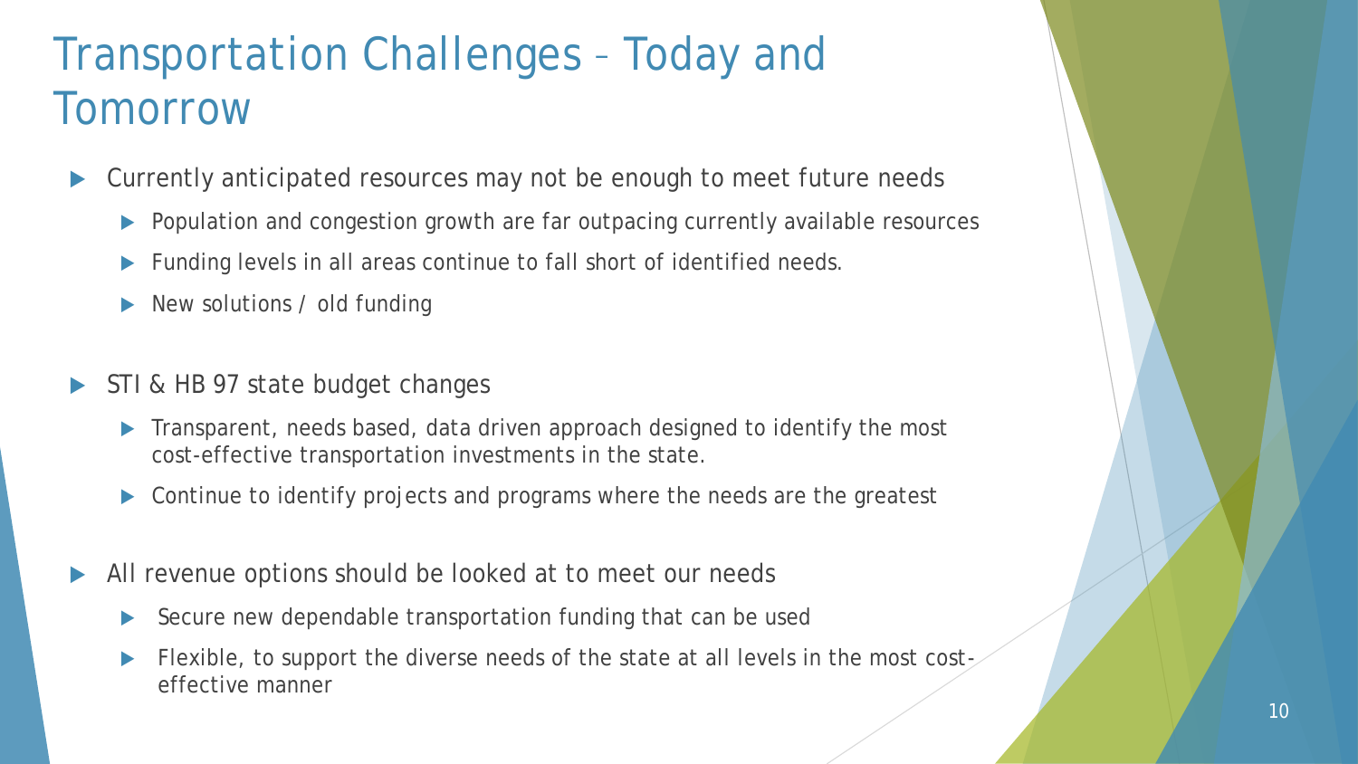# Transportation Challenges – Today and Tomorrow

- Currently anticipated resources may not be enough to meet future needs
  - Population and congestion growth are far outpacing currently available resources
  - Funding levels in all areas continue to fall short of identified needs.
  - New solutions / old funding
- STI & HB 97 state budget changes
  - Transparent, needs based, data driven approach designed to identify the most cost-effective transportation investments in the state.
  - Continue to identify projects and programs where the needs are the greatest
- All revenue options should be looked at to meet our needs
  - Secure new dependable transportation funding that can be used
  - Flexible, to support the diverse needs of the state at all levels in the most cost-effective manner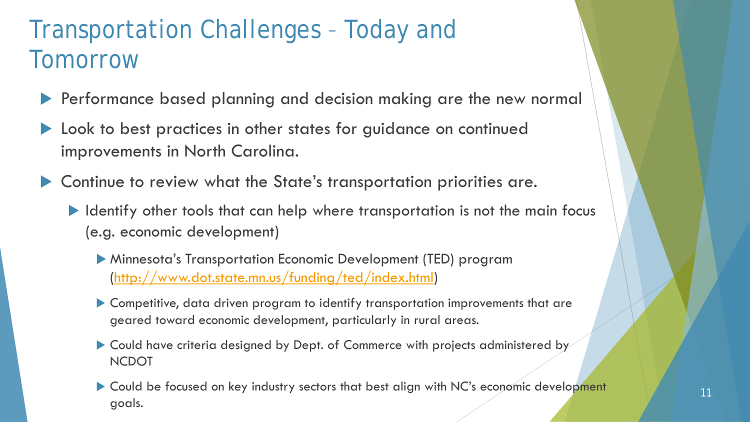# Transportation Challenges – Today and Tomorrow

- Performance based planning and decision making are the new normal
- Look to best practices in other states for guidance on continued improvements in North Carolina.
- Continue to review what the State's transportation priorities are.
  - Identify other tools that can help where transportation is not the main focus (e.g. economic development)
    - Minnesota's Transportation Economic Development (TED) program ([http://www.dot.state.mn.us/funding/ted/index.html](http://www.dot.state.mn.us/funding/ted/index.html))
    - Competitive, data driven program to identify transportation improvements that are geared toward economic development, particularly in rural areas.
    - Could have criteria designed by Dept. of Commerce with projects administered by NCDOT
    - Could be focused on key industry sectors that best align with NC's economic development goals.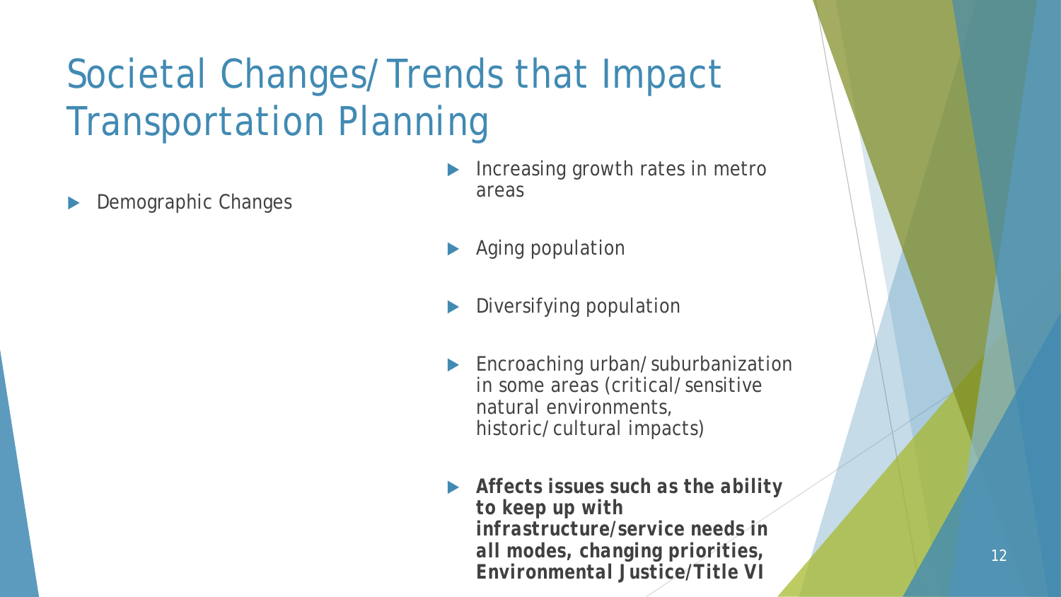# Societal Changes/Trends that Impact Transportation Planning

- Demographic Changes
  - Increasing growth rates in metro areas
  - Aging population
  - Diversifying population
  - Encroaching urban/suburbanization in some areas (critical/sensitive natural environments, historic/cultural impacts)
  - ***Affects issues such as the ability to keep up with infrastructure/service needs in all modes, changing priorities, Environmental Justice/Title VI***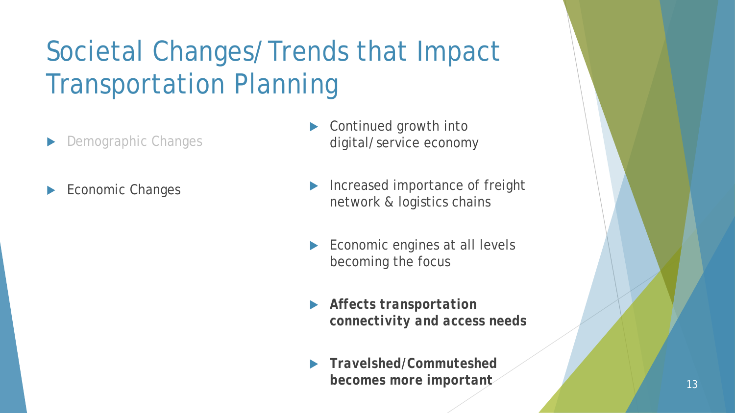# Societal Changes/Trends that Impact Transportation Planning

- Demographic Changes
- Economic Changes

- Continued growth into digital/service economy
- Increased importance of freight network & logistics chains
- Economic engines at all levels becoming the focus
- ***Affects transportation connectivity and access needs***
- ***Travelshed/Commuteshed becomes more important***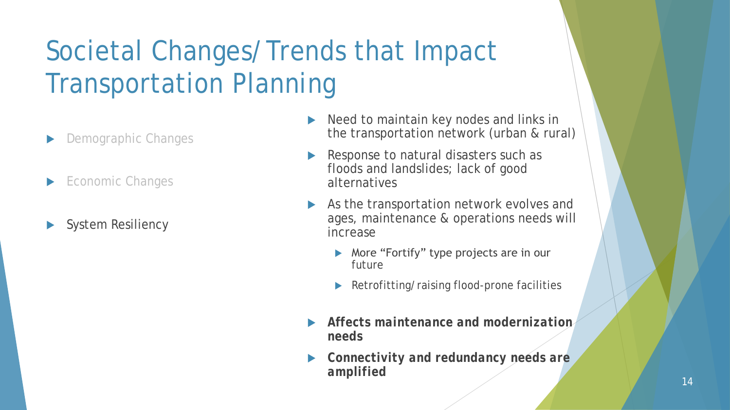# Societal Changes/Trends that Impact Transportation Planning

- Demographic Changes
- Economic Changes
- System Resiliency

- Need to maintain key nodes and links in the transportation network (urban & rural)
- Response to natural disasters such as floods and landslides; lack of good alternatives
- As the transportation network evolves and ages, maintenance & operations needs will increase
  - More "Fortify" type projects are in our future
  - Retrofitting/raising flood-prone facilities
- ***Affects maintenance and modernization needs***
- ***Connectivity and redundancy needs are amplified***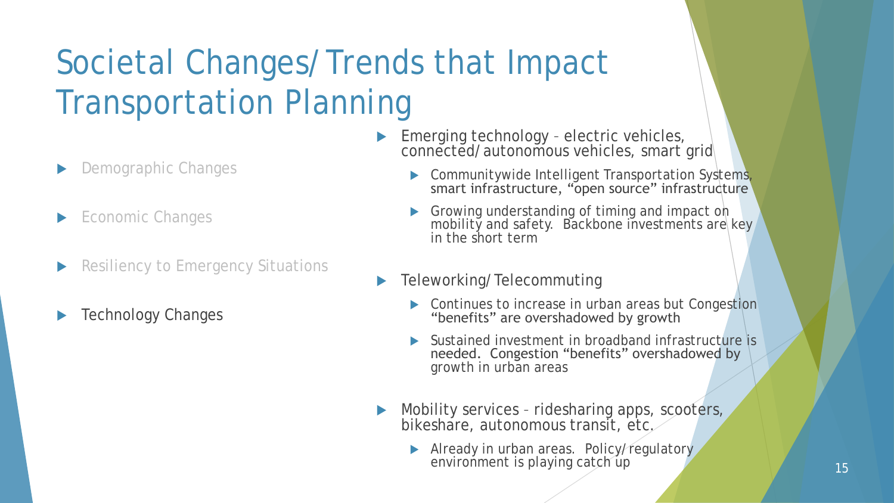# Societal Changes/Trends that Impact Transportation Planning

- Demographic Changes
- Economic Changes
- Resiliency to Emergency Situations
- Technology Changes

- Emerging technology – electric vehicles, connected/autonomous vehicles, smart grid
  - Communitywide Intelligent Transportation Systems, smart infrastructure, "open source" infrastructure
  - Growing understanding of timing and impact on mobility and safety. Backbone investments are key in the short term
- Teleworking/Telecommuting
  - Continues to increase in urban areas but Congestion "benefits" are overshadowed by growth
  - Sustained investment in broadband infrastructure is needed. Congestion "benefits" overshadowed by growth in urban areas
- Mobility services – ridesharing apps, scooters, bikeshare, autonomous transit, etc.
  - Already in urban areas. Policy/regulatory environment is playing catch up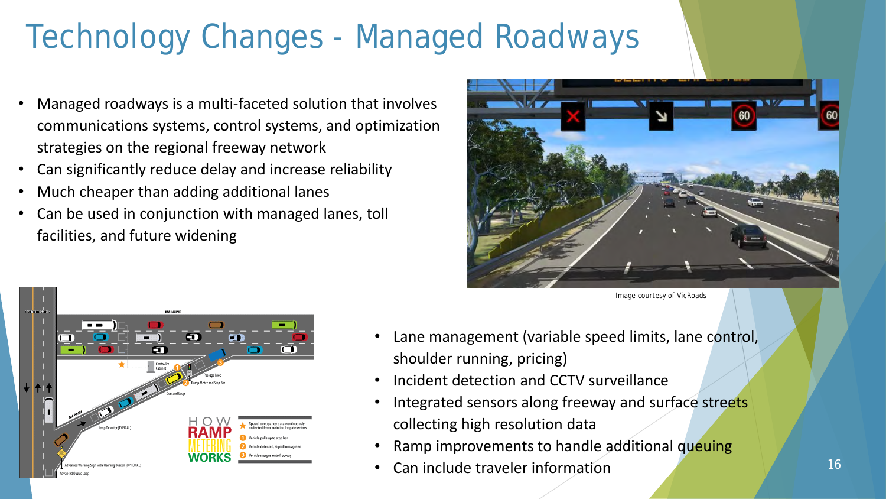# Technology Changes - Managed Roadways

- Managed roadways is a multi-faceted solution that involves communications systems, control systems, and optimization strategies on the regional freeway network
- Can significantly reduce delay and increase reliability
- Much cheaper than adding additional lanes
- Can be used in conjunction with managed lanes, toll facilities, and future widening

Image courtesy of VicRoads

- Lane management (variable speed limits, lane control, shoulder running, pricing)
- Incident detection and CCTV surveillance
- Integrated sensors along freeway and surface streets collecting high resolution data
- Ramp improvements to handle additional queuing
- Can include traveler information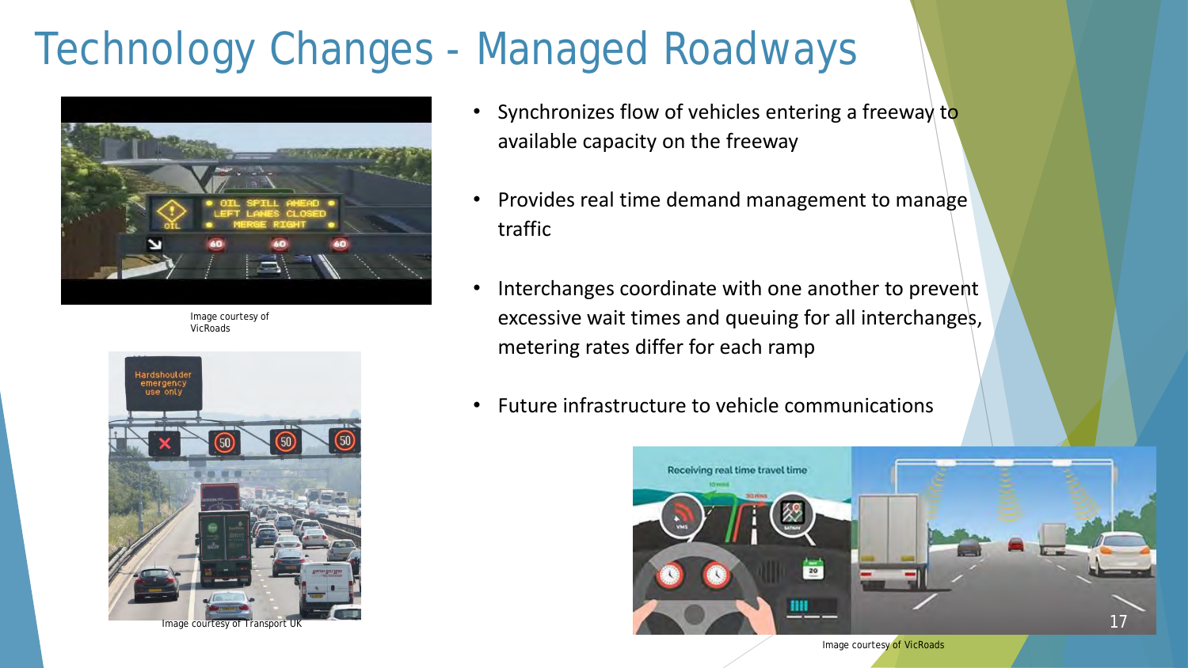# Technology Changes - Managed Roadways

Image courtesy of VicRoads

Image courtesy of Transport UK

- Synchronizes flow of vehicles entering a freeway to available capacity on the freeway
- Provides real time demand management to manage traffic
- Interchanges coordinate with one another to prevent excessive wait times and queuing for all interchanges, metering rates differ for each ramp
- Future infrastructure to vehicle communications

Image courtesy of VicRoads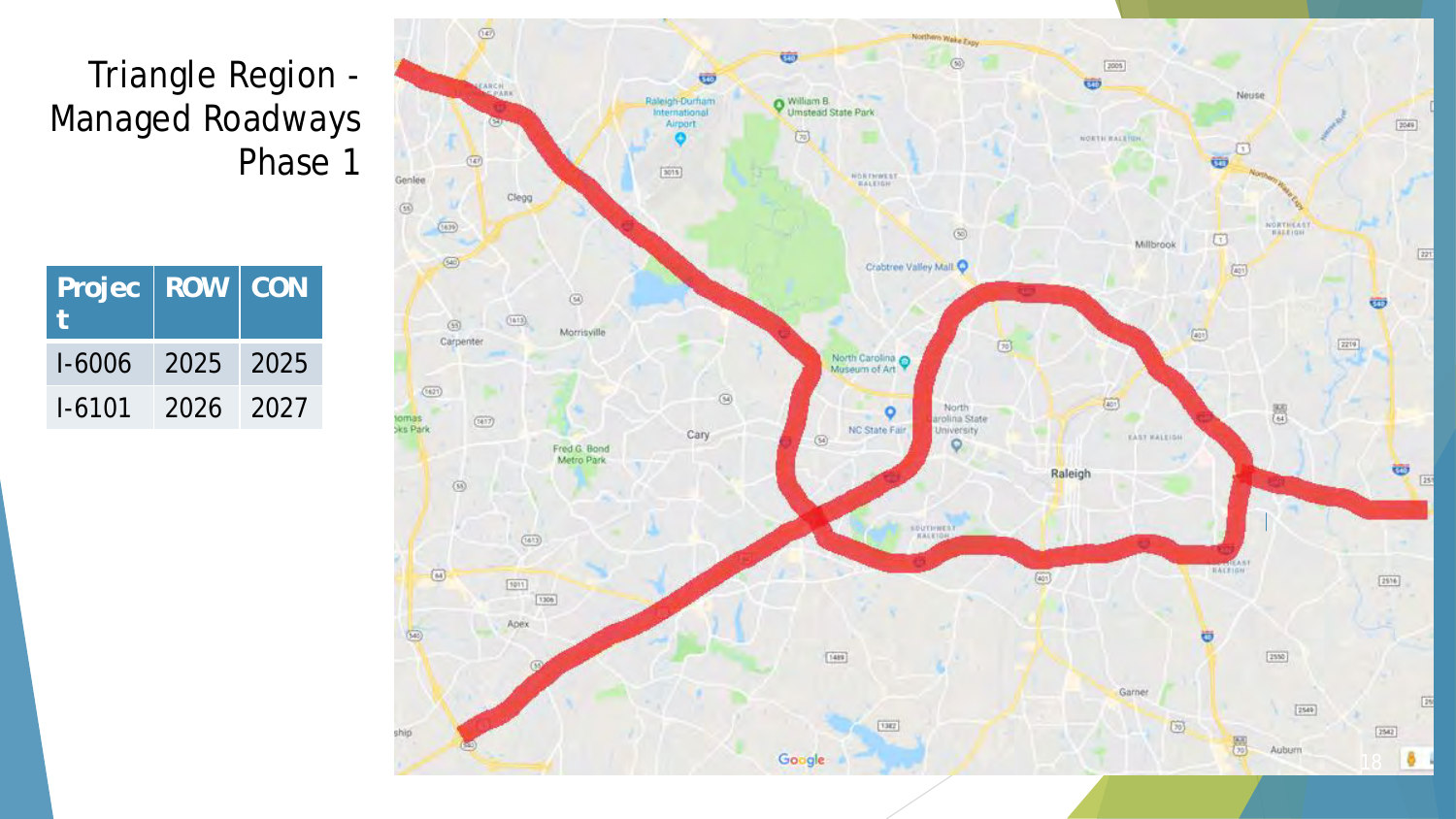# Triangle Region - Managed Roadways Phase 1

| Project | ROW | CON |
|---|---|---|
| I-6006 | 2025 | 2025 |
| I-6101 | 2026 | 2027 |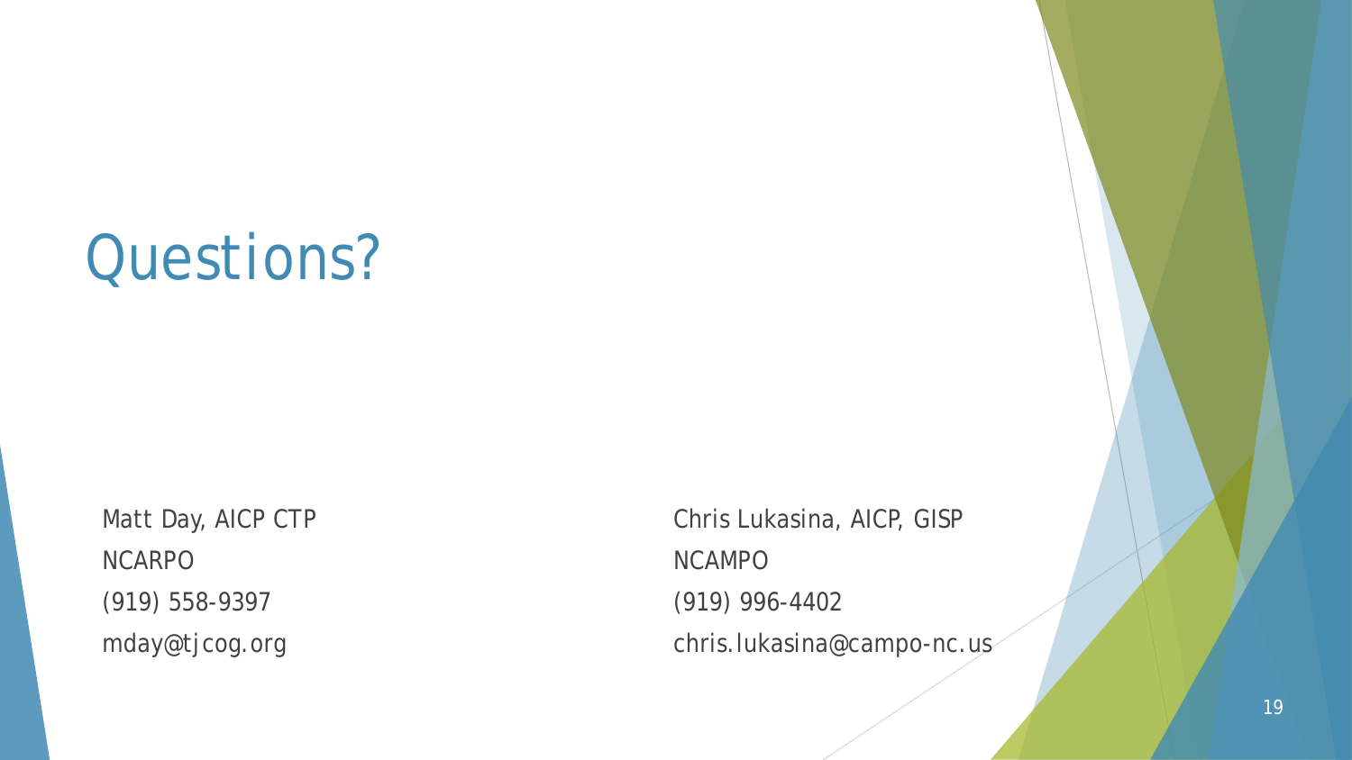# Questions?

Matt Day, AICP CTP
NCARPO
(919) 558-9397
mday@tjcog.org

Chris Lukasina, AICP, GISP
NCAMPO
(919) 996-4402
chris.lukasina@campo-nc.us